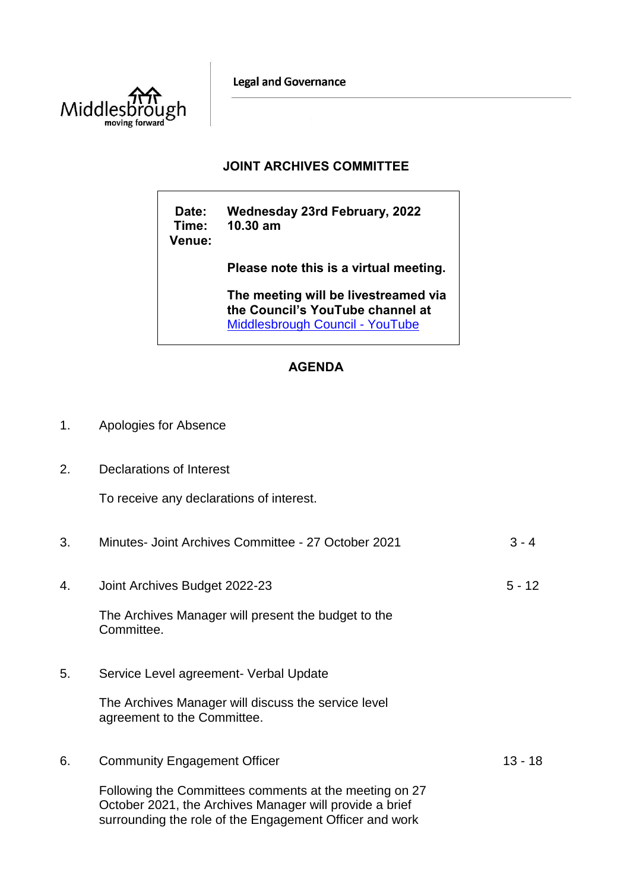Legal and Governance

# JOINT ARCHIVES COMMITTEE

**Date:** Wednesday 23rd February, 2022
**Time:** 10.30 am
**Venue:**

**Please note this is a virtual meeting.**

**The meeting will be livestreamed via the Council's YouTube channel at** [Middlesbrough Council - YouTube]

## AGENDA

1. Apologies for Absence

2. Declarations of Interest

   To receive any declarations of interest.

3. Minutes- Joint Archives Committee - 27 October 2021 — 3 - 4

4. Joint Archives Budget 2022-23 — 5 - 12

   The Archives Manager will present the budget to the Committee.

5. Service Level agreement- Verbal Update

   The Archives Manager will discuss the service level agreement to the Committee.

6. Community Engagement Officer — 13 - 18

   Following the Committees comments at the meeting on 27 October 2021, the Archives Manager will provide a brief surrounding the role of the Engagement Officer and work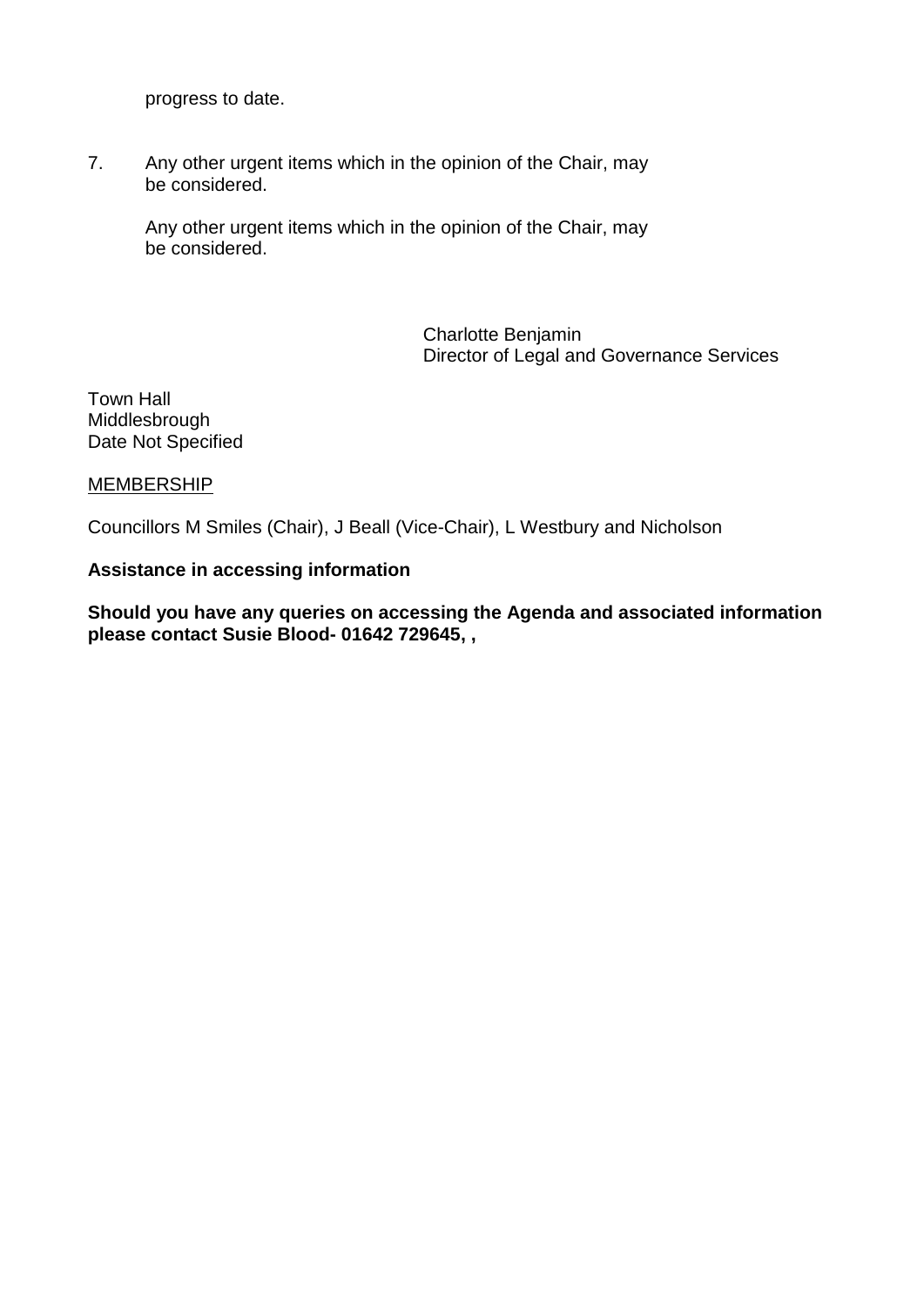progress to date.

7. Any other urgent items which in the opinion of the Chair, may be considered.

   Any other urgent items which in the opinion of the Chair, may be considered.

Charlotte Benjamin
Director of Legal and Governance Services

Town Hall
Middlesbrough
Date Not Specified

MEMBERSHIP

Councillors M Smiles (Chair), J Beall (Vice-Chair), L Westbury and Nicholson

**Assistance in accessing information**

**Should you have any queries on accessing the Agenda and associated information please contact Susie Blood- 01642 729645, ,**